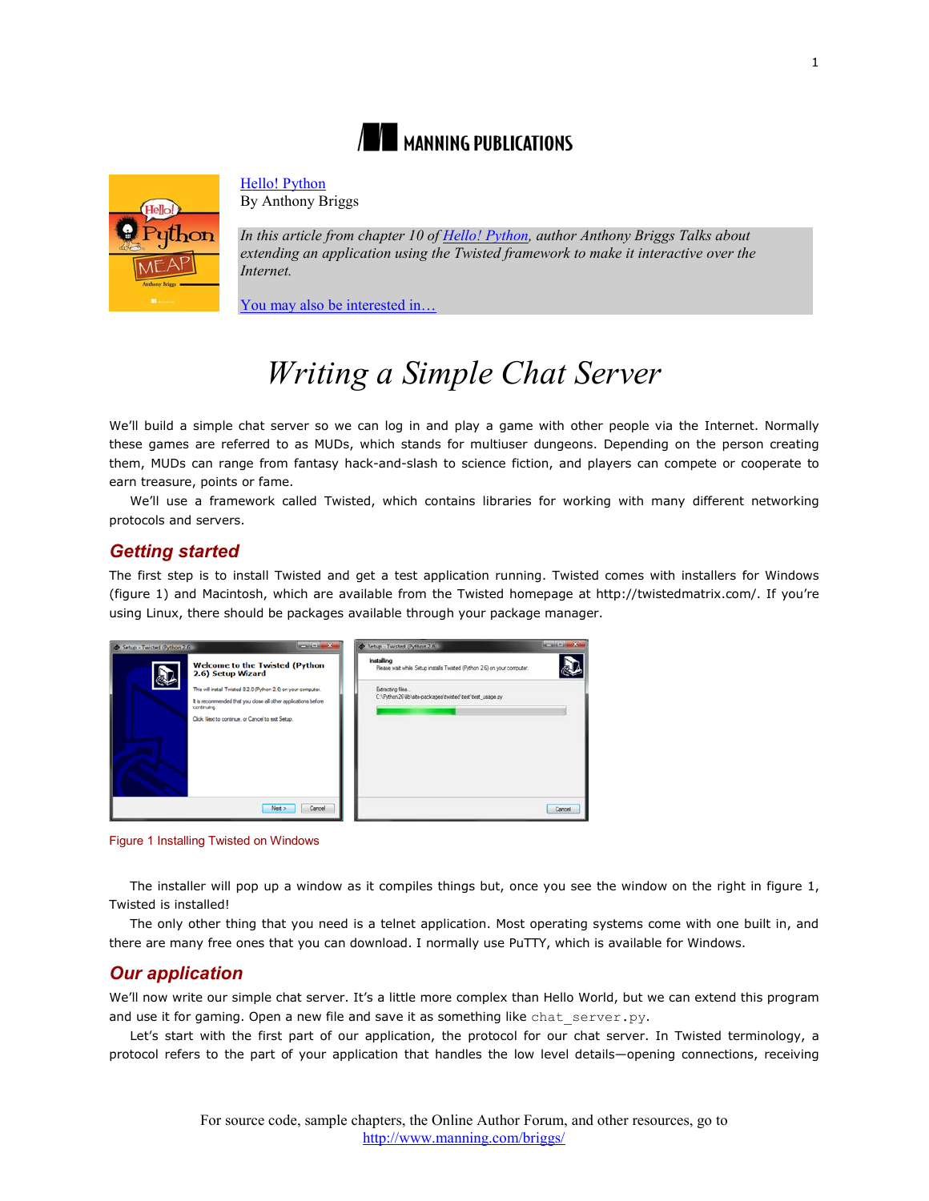MANNING PUBLICATIONS

Hello! Python
By Anthony Briggs

*In this article from chapter 10 of Hello! Python, author Anthony Briggs Talks about extending an application using the Twisted framework to make it interactive over the Internet.*

You may also be interested in…

# *Writing a Simple Chat Server*

We'll build a simple chat server so we can log in and play a game with other people via the Internet. Normally these games are referred to as MUDs, which stands for multiuser dungeons. Depending on the person creating them, MUDs can range from fantasy hack-and-slash to science fiction, and players can compete or cooperate to earn treasure, points or fame.

We'll use a framework called Twisted, which contains libraries for working with many different networking protocols and servers.

## Getting started

The first step is to install Twisted and get a test application running. Twisted comes with installers for Windows (figure 1) and Macintosh, which are available from the Twisted homepage at http://twistedmatrix.com/. If you're using Linux, there should be packages available through your package manager.

Figure 1 Installing Twisted on Windows

The installer will pop up a window as it compiles things but, once you see the window on the right in figure 1, Twisted is installed!

The only other thing that you need is a telnet application. Most operating systems come with one built in, and there are many free ones that you can download. I normally use PuTTY, which is available for Windows.

## Our application

We'll now write our simple chat server. It's a little more complex than Hello World, but we can extend this program and use it for gaming. Open a new file and save it as something like `chat_server.py`.

Let's start with the first part of our application, the protocol for our chat server. In Twisted terminology, a protocol refers to the part of your application that handles the low level details—opening connections, receiving

For source code, sample chapters, the Online Author Forum, and other resources, go to http://www.manning.com/briggs/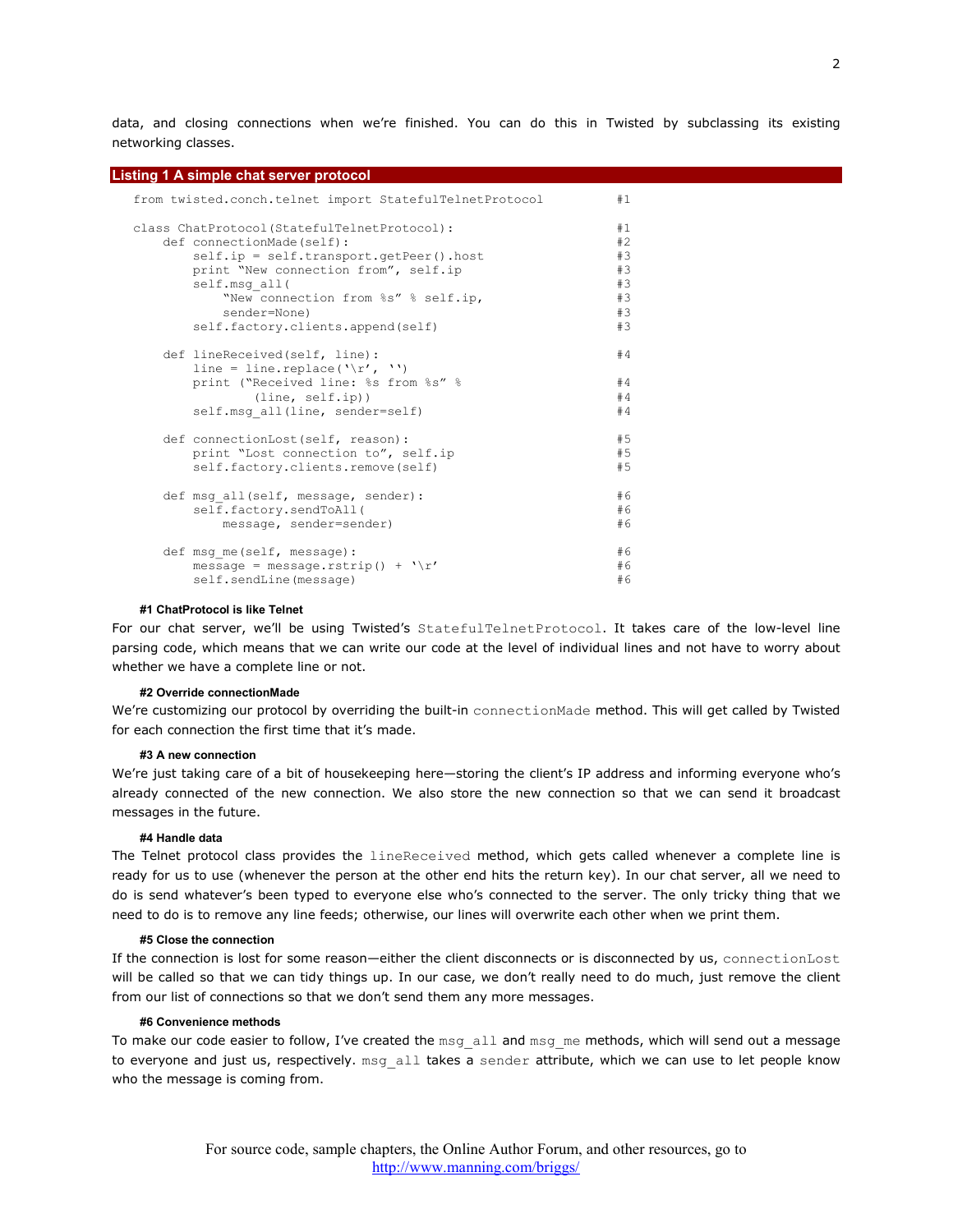data, and closing connections when we're finished. You can do this in Twisted by subclassing its existing networking classes.

**Listing 1 A simple chat server protocol**

```
from twisted.conch.telnet import StatefulTelnetProtocol          #1

class ChatProtocol(StatefulTelnetProtocol):                      #1
    def connectionMade(self):                                    #2
        self.ip = self.transport.getPeer().host                  #3
        print "New connection from", self.ip                     #3
        self.msg_all(                                            #3
            "New connection from %s" % self.ip,                  #3
            sender=None)                                         #3
        self.factory.clients.append(self)                        #3

    def lineReceived(self, line):                                #4
        line = line.replace('\r', '')
        print ("Received line: %s from %s" %                     #4
                (line, self.ip))                                 #4
        self.msg_all(line, sender=self)                          #4

    def connectionLost(self, reason):                            #5
        print "Lost connection to", self.ip                      #5
        self.factory.clients.remove(self)                        #5

    def msg_all(self, message, sender):                          #6
        self.factory.sendToAll(                                  #6
            message, sender=sender)                              #6

    def msg_me(self, message):                                   #6
        message = message.rstrip() + '\r'                        #6
        self.sendLine(message)                                   #6
```

**#1 ChatProtocol is like Telnet**

For our chat server, we'll be using Twisted's `StatefulTelnetProtocol`. It takes care of the low-level line parsing code, which means that we can write our code at the level of individual lines and not have to worry about whether we have a complete line or not.

**#2 Override connectionMade**

We're customizing our protocol by overriding the built-in `connectionMade` method. This will get called by Twisted for each connection the first time that it's made.

**#3 A new connection**

We're just taking care of a bit of housekeeping here—storing the client's IP address and informing everyone who's already connected of the new connection. We also store the new connection so that we can send it broadcast messages in the future.

**#4 Handle data**

The Telnet protocol class provides the `lineReceived` method, which gets called whenever a complete line is ready for us to use (whenever the person at the other end hits the return key). In our chat server, all we need to do is send whatever's been typed to everyone else who's connected to the server. The only tricky thing that we need to do is to remove any line feeds; otherwise, our lines will overwrite each other when we print them.

**#5 Close the connection**

If the connection is lost for some reason—either the client disconnects or is disconnected by us, `connectionLost` will be called so that we can tidy things up. In our case, we don't really need to do much, just remove the client from our list of connections so that we don't send them any more messages.

**#6 Convenience methods**

To make our code easier to follow, I've created the `msg_all` and `msg_me` methods, which will send out a message to everyone and just us, respectively. `msg_all` takes a `sender` attribute, which we can use to let people know who the message is coming from.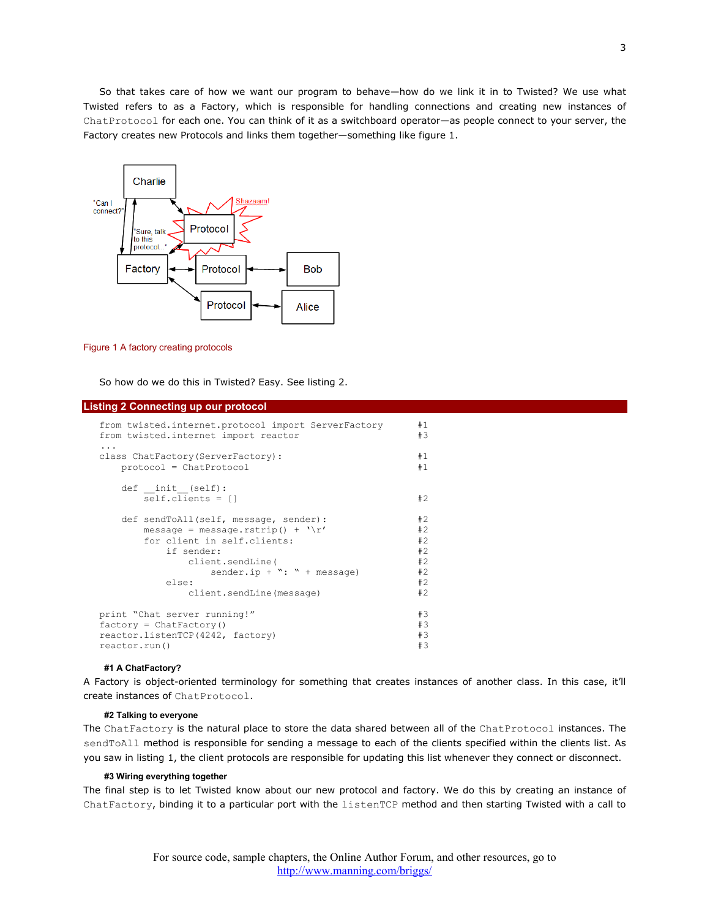So that takes care of how we want our program to behave—how do we link it in to Twisted? We use what Twisted refers to as a Factory, which is responsible for handling connections and creating new instances of `ChatProtocol` for each one. You can think of it as a switchboard operator—as people connect to your server, the Factory creates new Protocols and links them together—something like figure 1.

Figure 1 A factory creating protocols

So how do we do this in Twisted? Easy. See listing 2.

**Listing 2 Connecting up our protocol**

```
from twisted.internet.protocol import ServerFactory          #1
from twisted.internet import reactor                         #3
...
class ChatFactory(ServerFactory):                            #1
    protocol = ChatProtocol                                  #1

    def __init__(self):
        self.clients = []                                    #2

    def sendToAll(self, message, sender):                    #2
        message = message.rstrip() + '\r'                    #2
        for client in self.clients:                          #2
            if sender:                                       #2
                client.sendLine(                             #2
                    sender.ip + ": " + message)              #2
            else:                                            #2
                client.sendLine(message)                     #2

print "Chat server running!"                                 #3
factory = ChatFactory()                                      #3
reactor.listenTCP(4242, factory)                             #3
reactor.run()                                                #3
```

**#1 A ChatFactory?**

A Factory is object-oriented terminology for something that creates instances of another class. In this case, it'll create instances of `ChatProtocol`.

**#2 Talking to everyone**

The `ChatFactory` is the natural place to store the data shared between all of the `ChatProtocol` instances. The `sendToAll` method is responsible for sending a message to each of the clients specified within the clients list. As you saw in listing 1, the client protocols are responsible for updating this list whenever they connect or disconnect.

**#3 Wiring everything together**

The final step is to let Twisted know about our new protocol and factory. We do this by creating an instance of `ChatFactory`, binding it to a particular port with the `listenTCP` method and then starting Twisted with a call to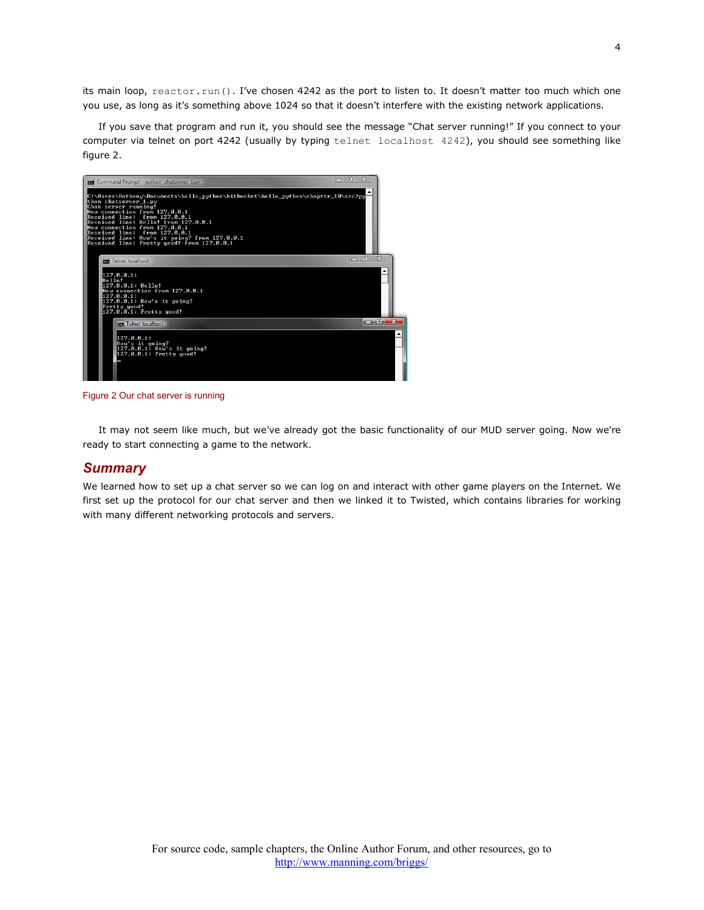its main loop, `reactor.run()`. I've chosen 4242 as the port to listen to. It doesn't matter too much which one you use, as long as it's something above 1024 so that it doesn't interfere with the existing network applications.

If you save that program and run it, you should see the message "Chat server running!" If you connect to your computer via telnet on port 4242 (usually by typing `telnet localhost 4242`), you should see something like figure 2.

Figure 2 Our chat server is running

It may not seem like much, but we've already got the basic functionality of our MUD server going. Now we're ready to start connecting a game to the network.

## Summary

We learned how to set up a chat server so we can log on and interact with other game players on the Internet. We first set up the protocol for our chat server and then we linked it to Twisted, which contains libraries for working with many different networking protocols and servers.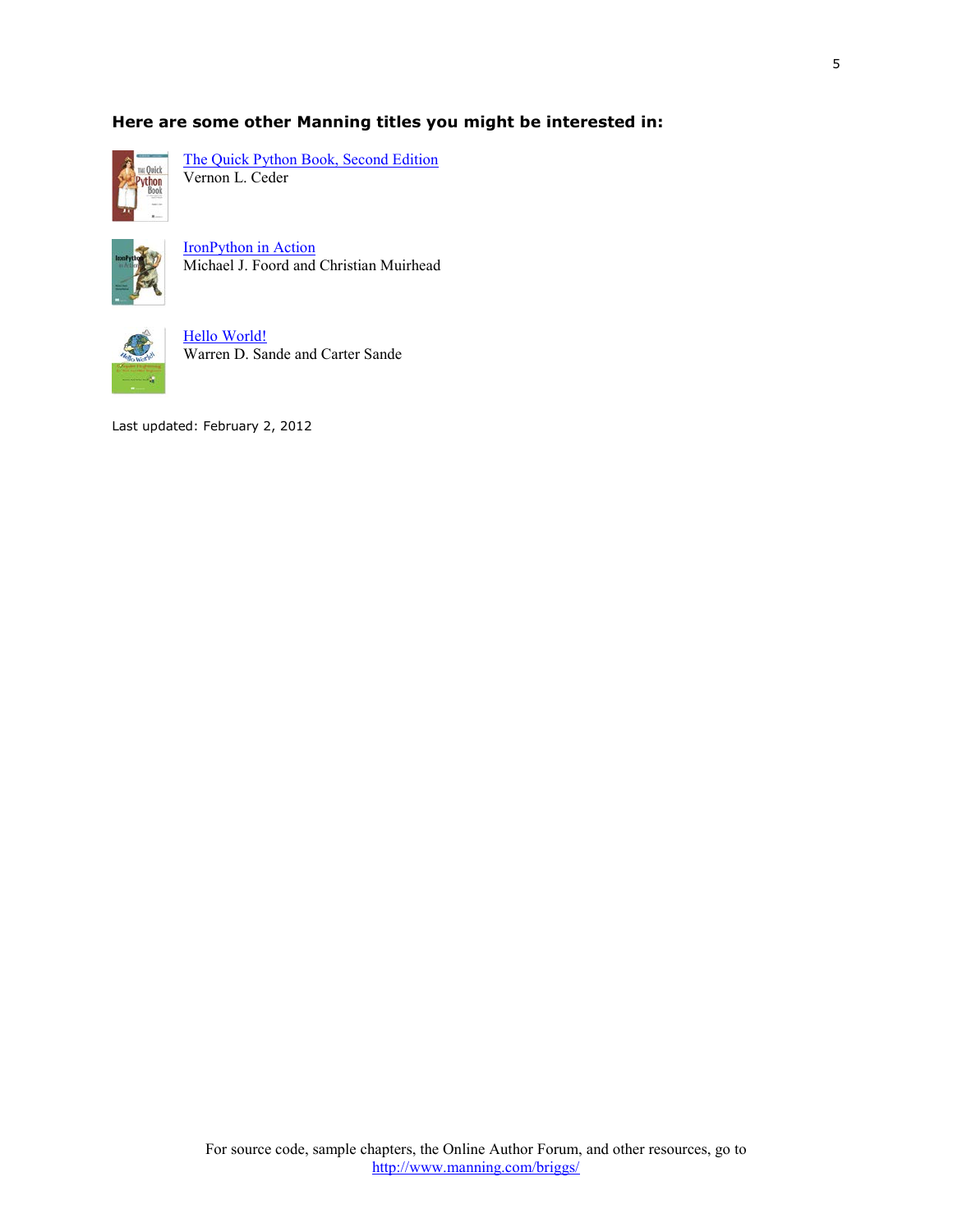**Here are some other Manning titles you might be interested in:**

[The Quick Python Book, Second Edition](http://www.manning.com/)
Vernon L. Ceder

[IronPython in Action](http://www.manning.com/)
Michael J. Foord and Christian Muirhead

[Hello World!](http://www.manning.com/)
Warren D. Sande and Carter Sande

Last updated: February 2, 2012

For source code, sample chapters, the Online Author Forum, and other resources, go to
http://www.manning.com/briggs/